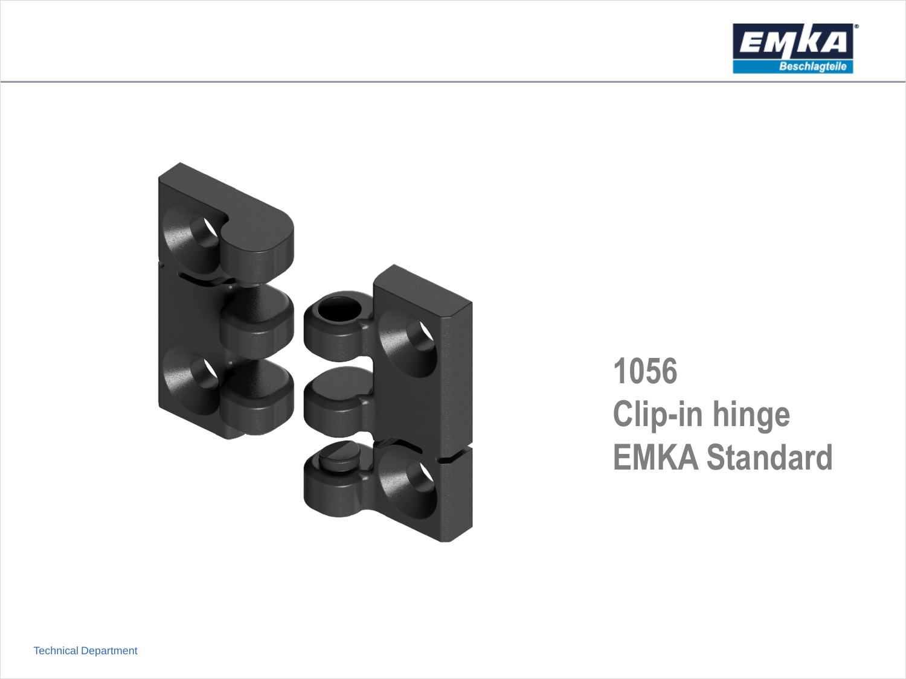# 1056
# Clip-in hinge
# EMKA Standard

Technical Department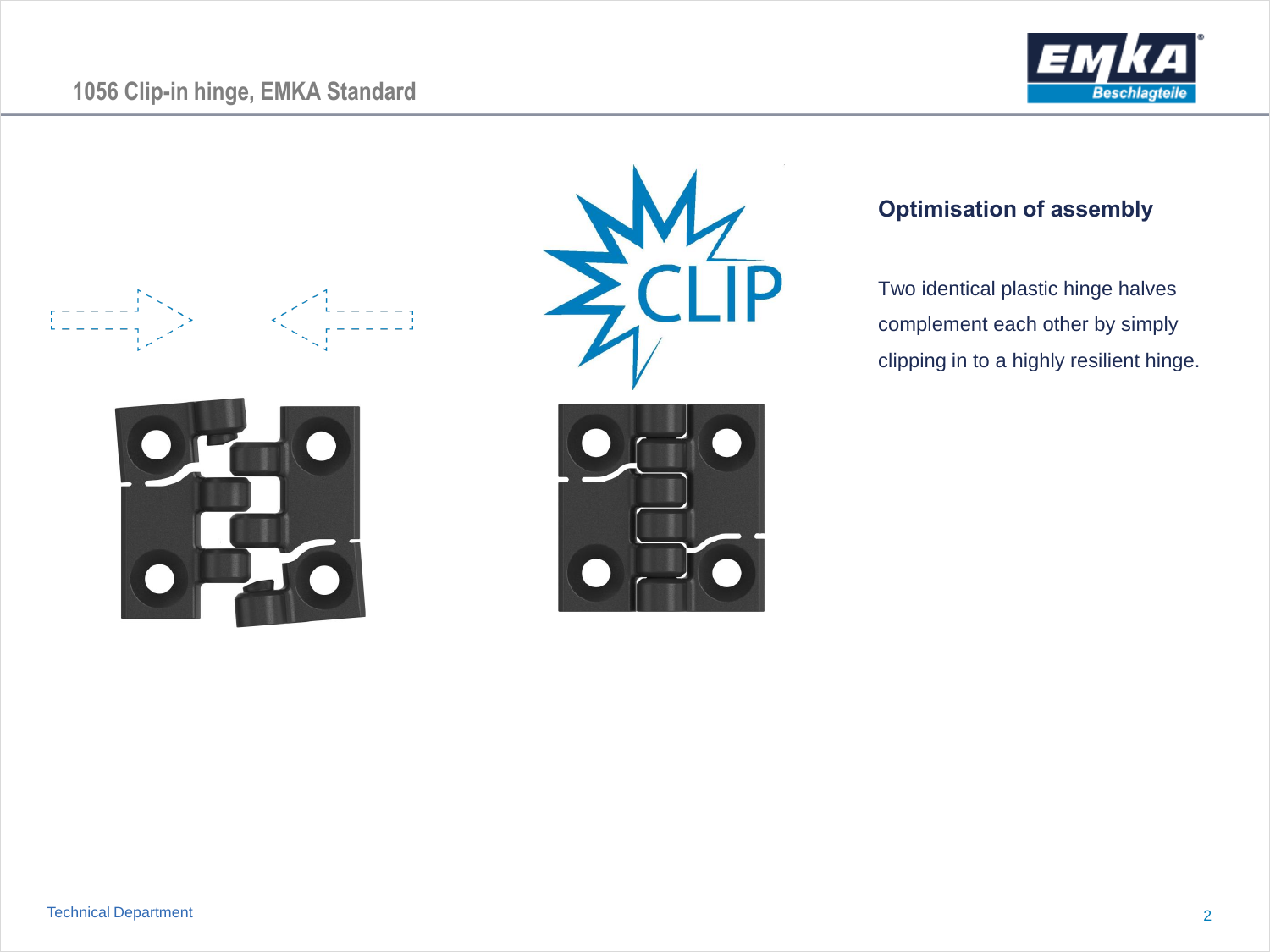# 1056 Clip-in hinge, EMKA Standard

CLIP

## Optimisation of assembly

Two identical plastic hinge halves complement each other by simply clipping in to a highly resilient hinge.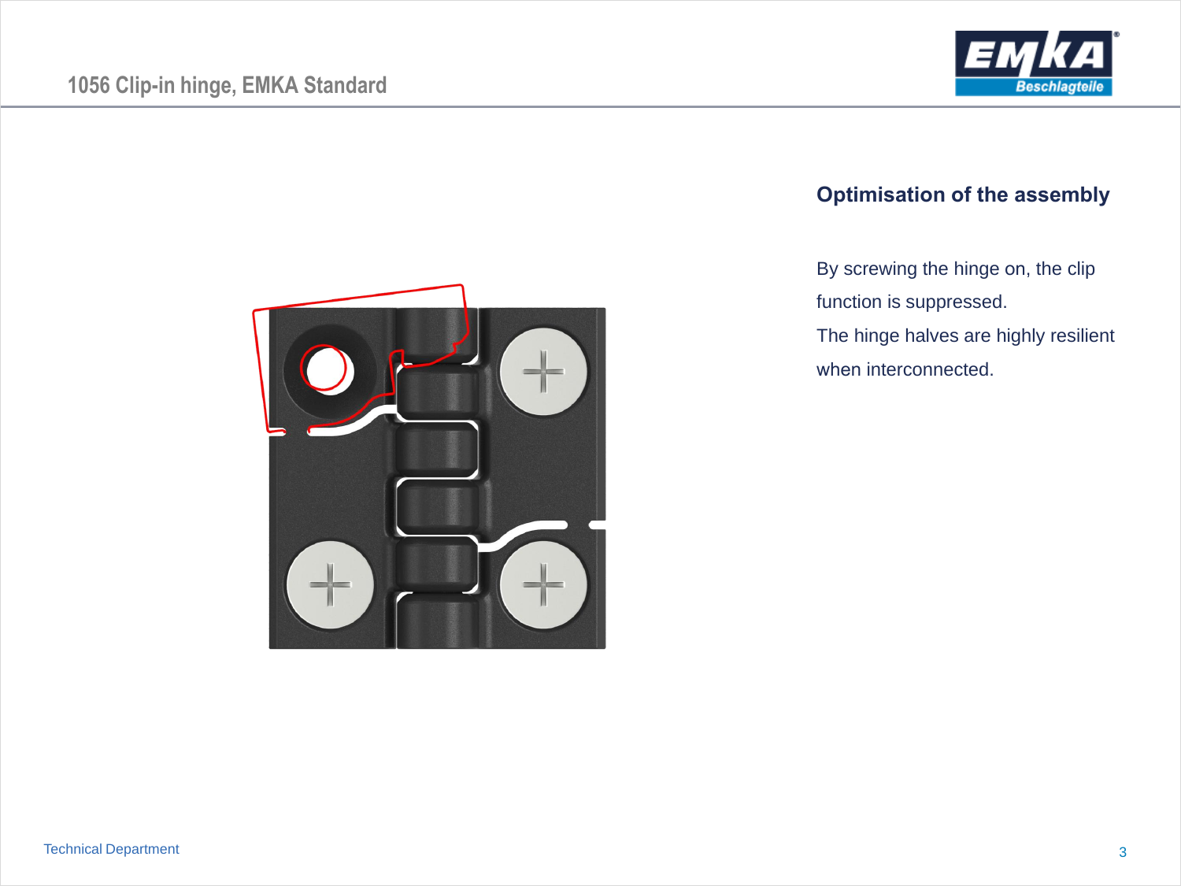# 1056 Clip-in hinge, EMKA Standard

## Optimisation of the assembly

By screwing the hinge on, the clip function is suppressed.
The hinge halves are highly resilient when interconnected.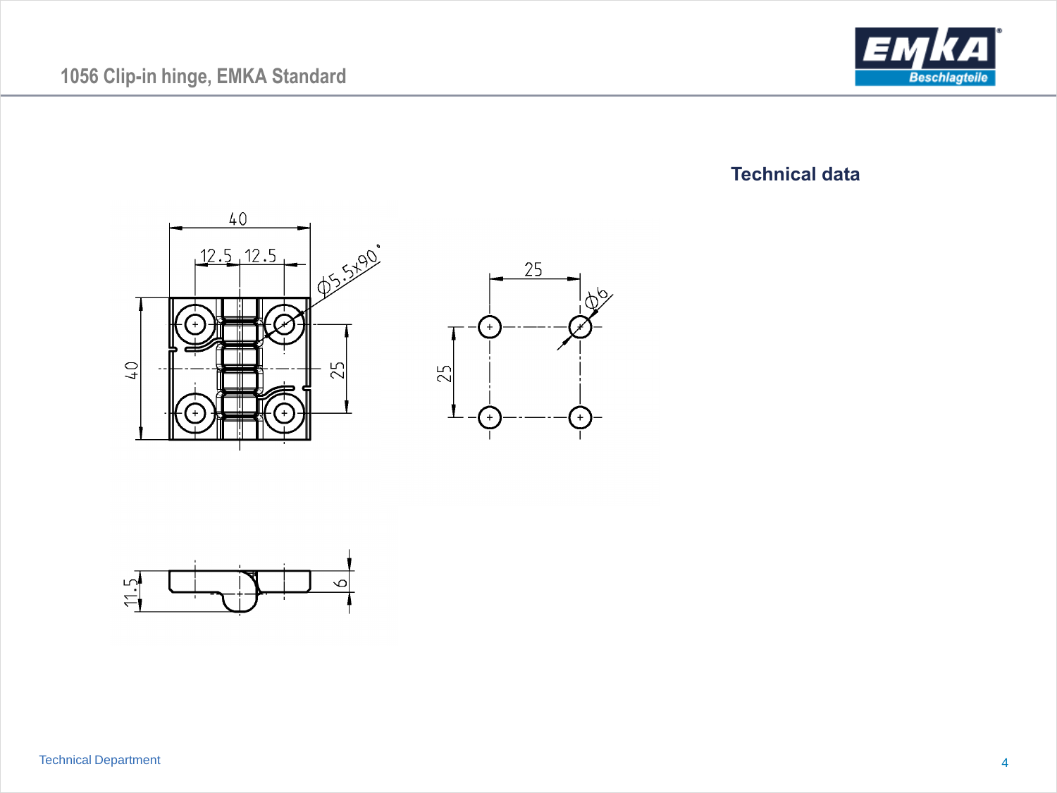# 1056 Clip-in hinge, EMKA Standard

## Technical data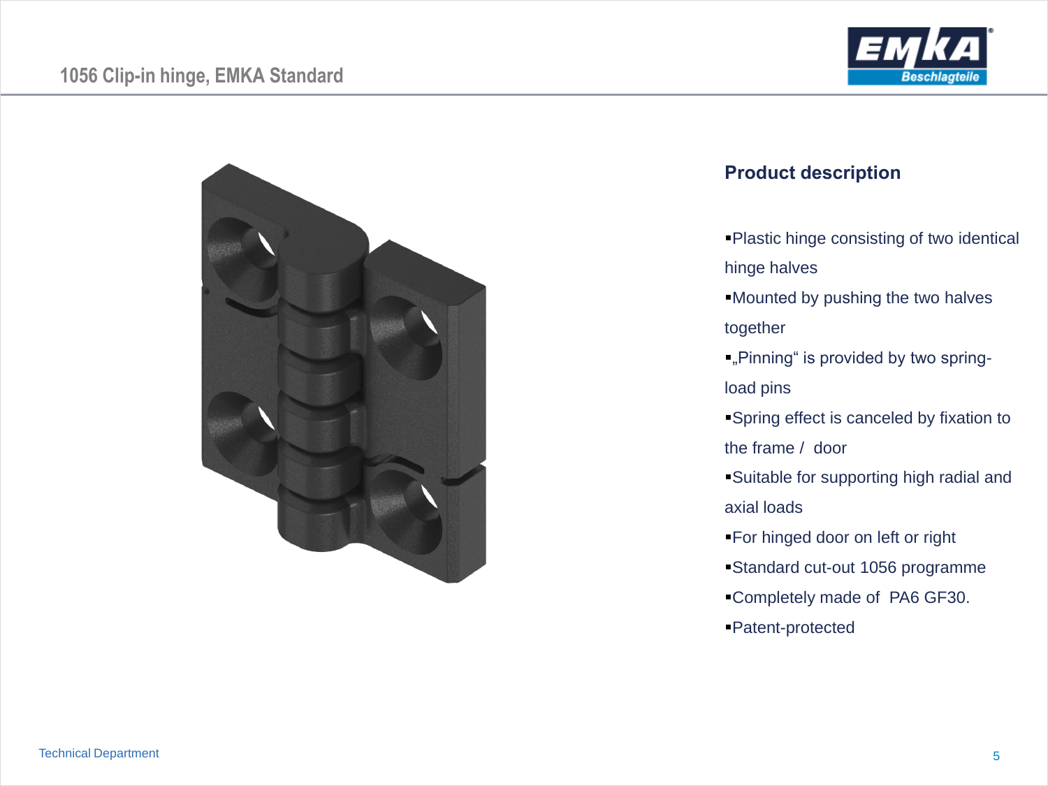# 1056 Clip-in hinge, EMKA Standard

## Product description

- Plastic hinge consisting of two identical hinge halves
- Mounted by pushing the two halves together
- „Pinning“ is provided by two spring-load pins
- Spring effect is canceled by fixation to the frame / door
- Suitable for supporting high radial and axial loads
- For hinged door on left or right
- Standard cut-out 1056 programme
- Completely made of PA6 GF30.
- Patent-protected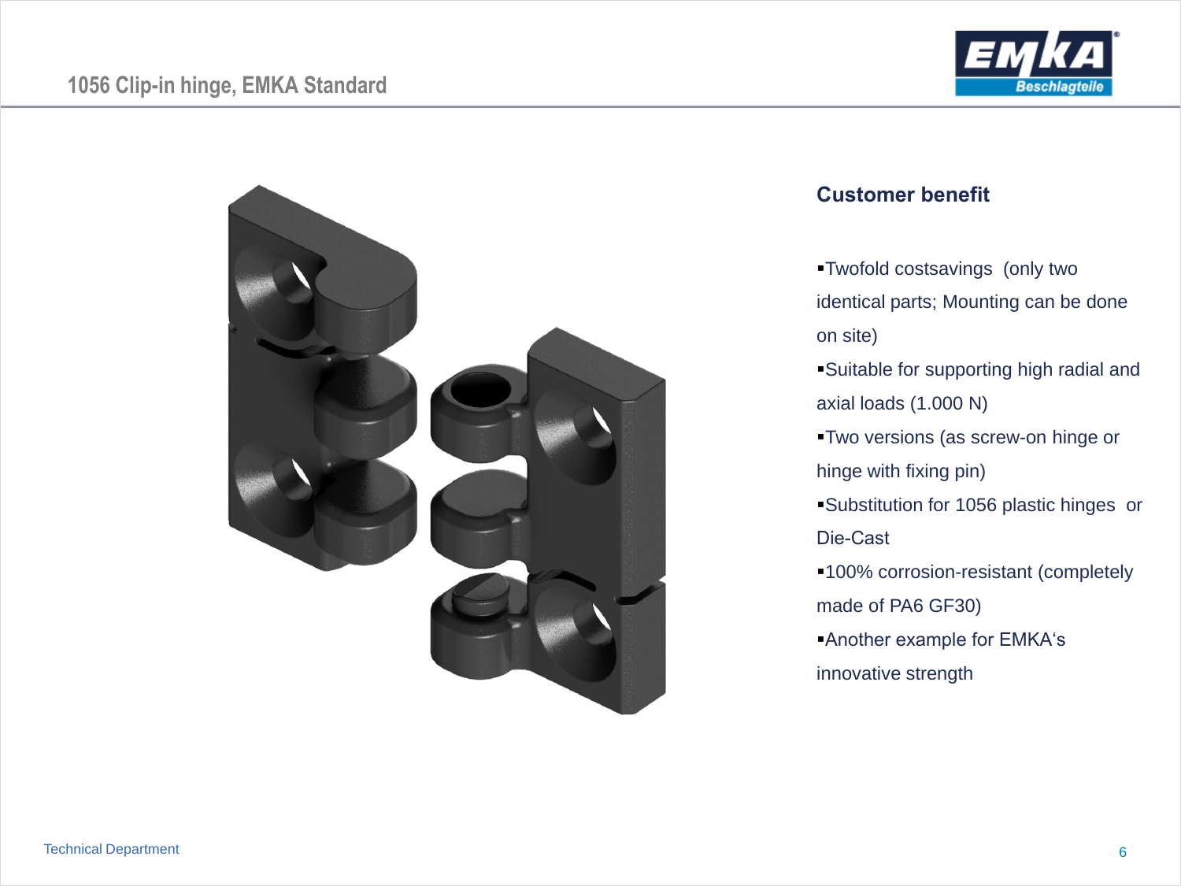# 1056 Clip-in hinge, EMKA Standard

## Customer benefit

- Twofold costsavings (only two identical parts; Mounting can be done on site)
- Suitable for supporting high radial and axial loads (1.000 N)
- Two versions (as screw-on hinge or hinge with fixing pin)
- Substitution for 1056 plastic hinges or Die-Cast
- 100% corrosion-resistant (completely made of PA6 GF30)
- Another example for EMKA‘s innovative strength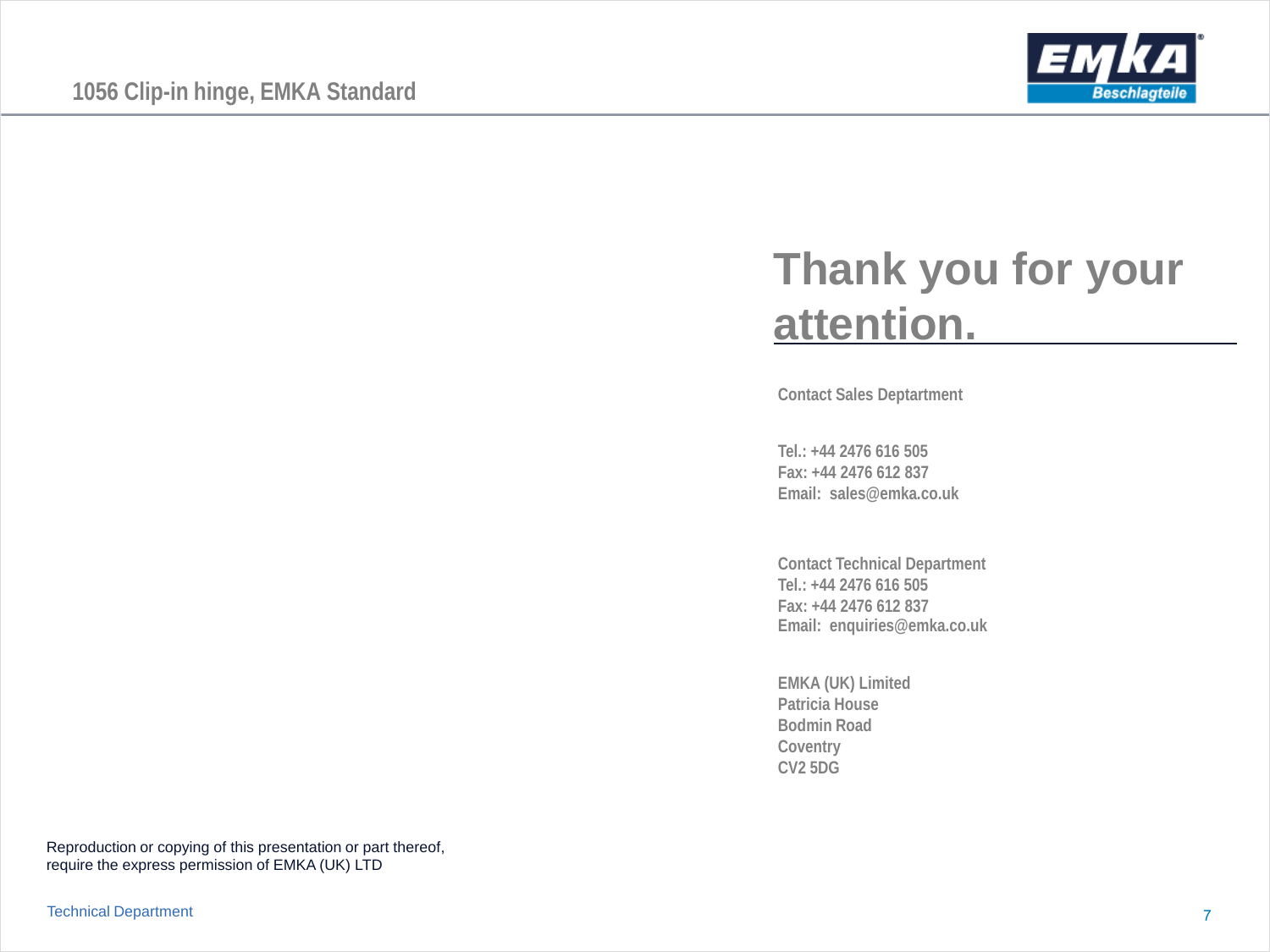# Thank you for your attention.

Contact Sales Deptartment

Tel.: +44 2476 616 505
Fax: +44 2476 612 837
Email: sales@emka.co.uk

Contact Technical Department
Tel.: +44 2476 616 505
Fax: +44 2476 612 837
Email: enquiries@emka.co.uk

EMKA (UK) Limited
Patricia House
Bodmin Road
Coventry
CV2 5DG

Reproduction or copying of this presentation or part thereof, require the express permission of EMKA (UK) LTD